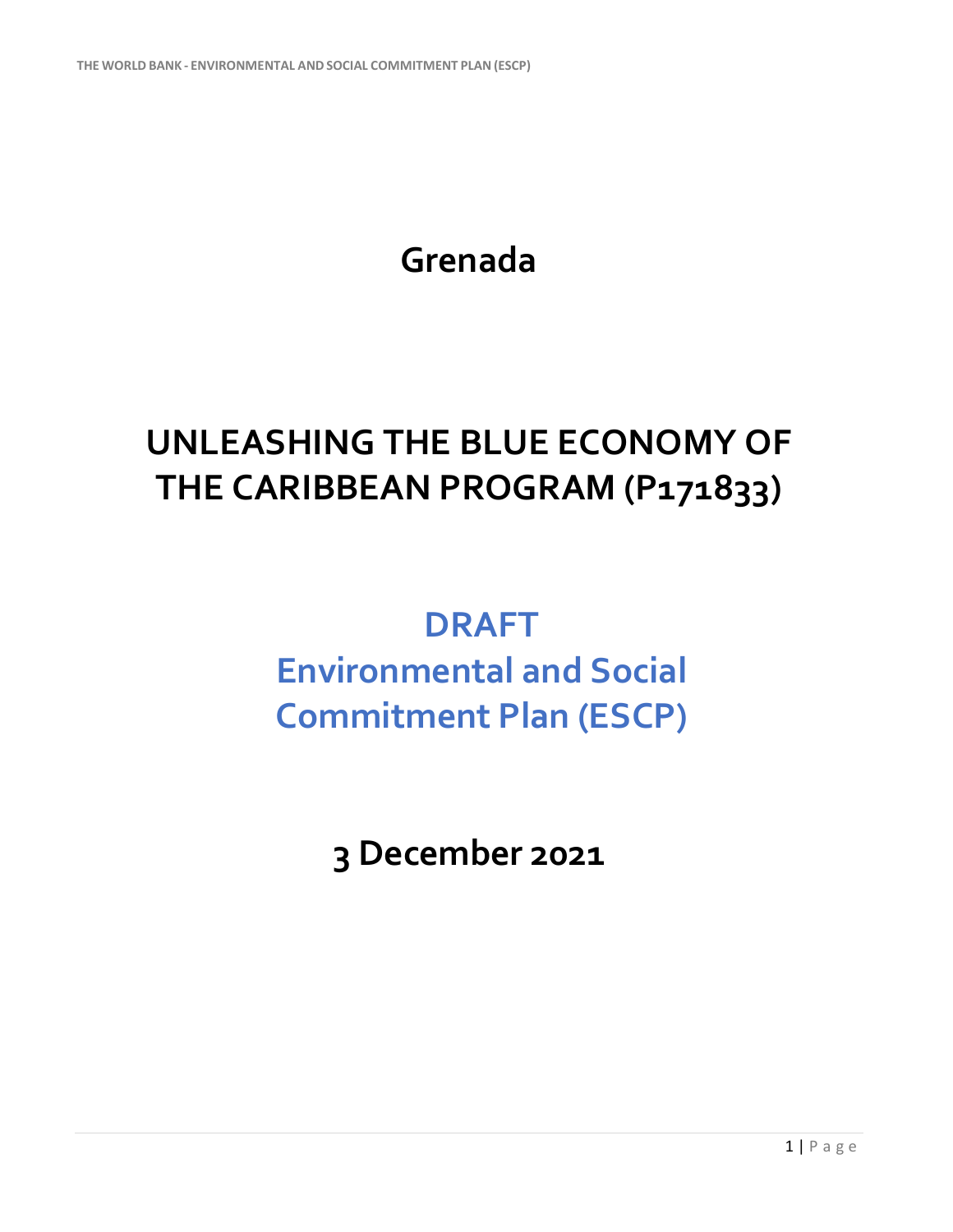# Grenada

# UNLEASHING THE BLUE ECONOMY OF THE CARIBBEAN PROGRAM (P171833)

## DRAFT
## Environmental and Social Commitment Plan (ESCP)

**3 December 2021**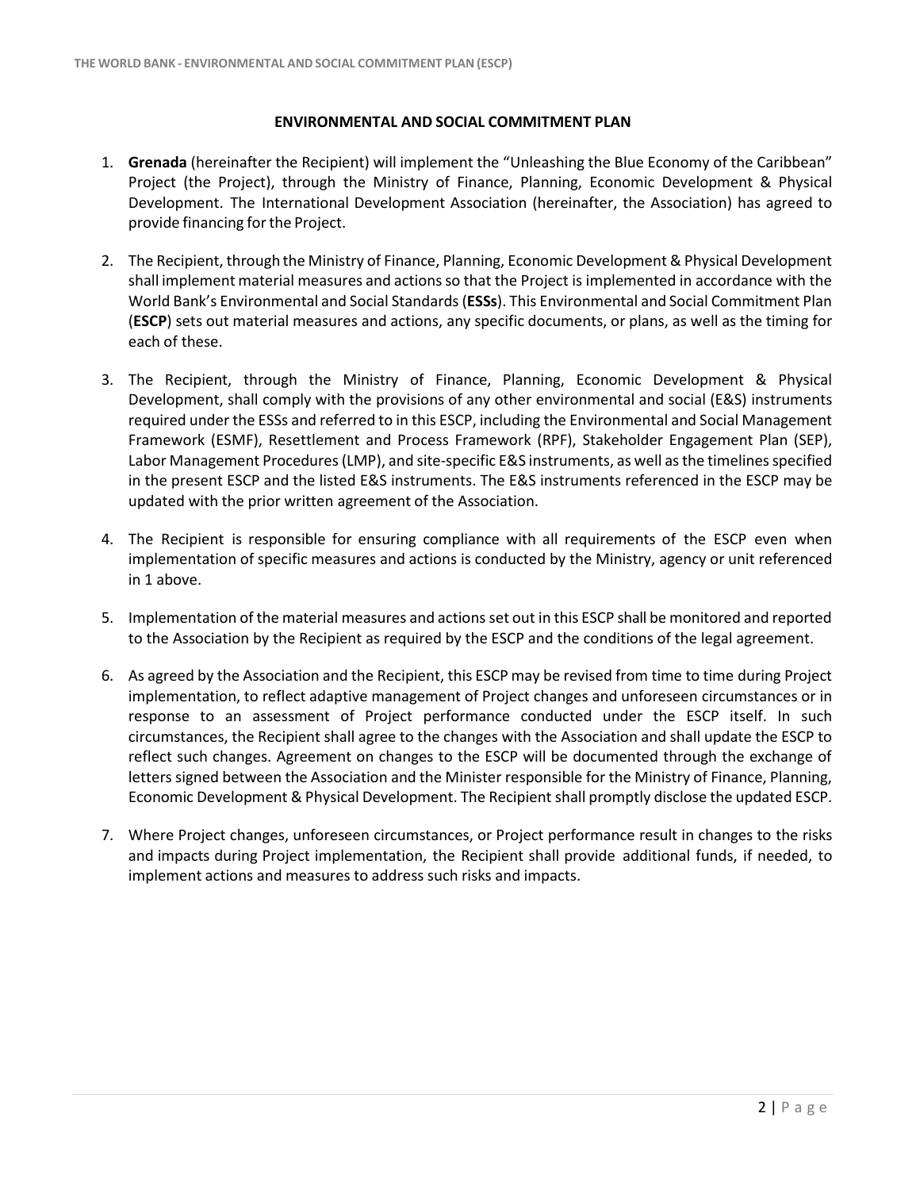## ENVIRONMENTAL AND SOCIAL COMMITMENT PLAN

1. **Grenada** (hereinafter the Recipient) will implement the "Unleashing the Blue Economy of the Caribbean" Project (the Project), through the Ministry of Finance, Planning, Economic Development & Physical Development. The International Development Association (hereinafter, the Association) has agreed to provide financing for the Project.

2. The Recipient, through the Ministry of Finance, Planning, Economic Development & Physical Development shall implement material measures and actions so that the Project is implemented in accordance with the World Bank's Environmental and Social Standards (**ESSs**). This Environmental and Social Commitment Plan (**ESCP**) sets out material measures and actions, any specific documents, or plans, as well as the timing for each of these.

3. The Recipient, through the Ministry of Finance, Planning, Economic Development & Physical Development, shall comply with the provisions of any other environmental and social (E&S) instruments required under the ESSs and referred to in this ESCP, including the Environmental and Social Management Framework (ESMF), Resettlement and Process Framework (RPF), Stakeholder Engagement Plan (SEP), Labor Management Procedures (LMP), and site-specific E&S instruments, as well as the timelines specified in the present ESCP and the listed E&S instruments. The E&S instruments referenced in the ESCP may be updated with the prior written agreement of the Association.

4. The Recipient is responsible for ensuring compliance with all requirements of the ESCP even when implementation of specific measures and actions is conducted by the Ministry, agency or unit referenced in 1 above.

5. Implementation of the material measures and actions set out in this ESCP shall be monitored and reported to the Association by the Recipient as required by the ESCP and the conditions of the legal agreement.

6. As agreed by the Association and the Recipient, this ESCP may be revised from time to time during Project implementation, to reflect adaptive management of Project changes and unforeseen circumstances or in response to an assessment of Project performance conducted under the ESCP itself. In such circumstances, the Recipient shall agree to the changes with the Association and shall update the ESCP to reflect such changes. Agreement on changes to the ESCP will be documented through the exchange of letters signed between the Association and the Minister responsible for the Ministry of Finance, Planning, Economic Development & Physical Development. The Recipient shall promptly disclose the updated ESCP.

7. Where Project changes, unforeseen circumstances, or Project performance result in changes to the risks and impacts during Project implementation, the Recipient shall provide additional funds, if needed, to implement actions and measures to address such risks and impacts.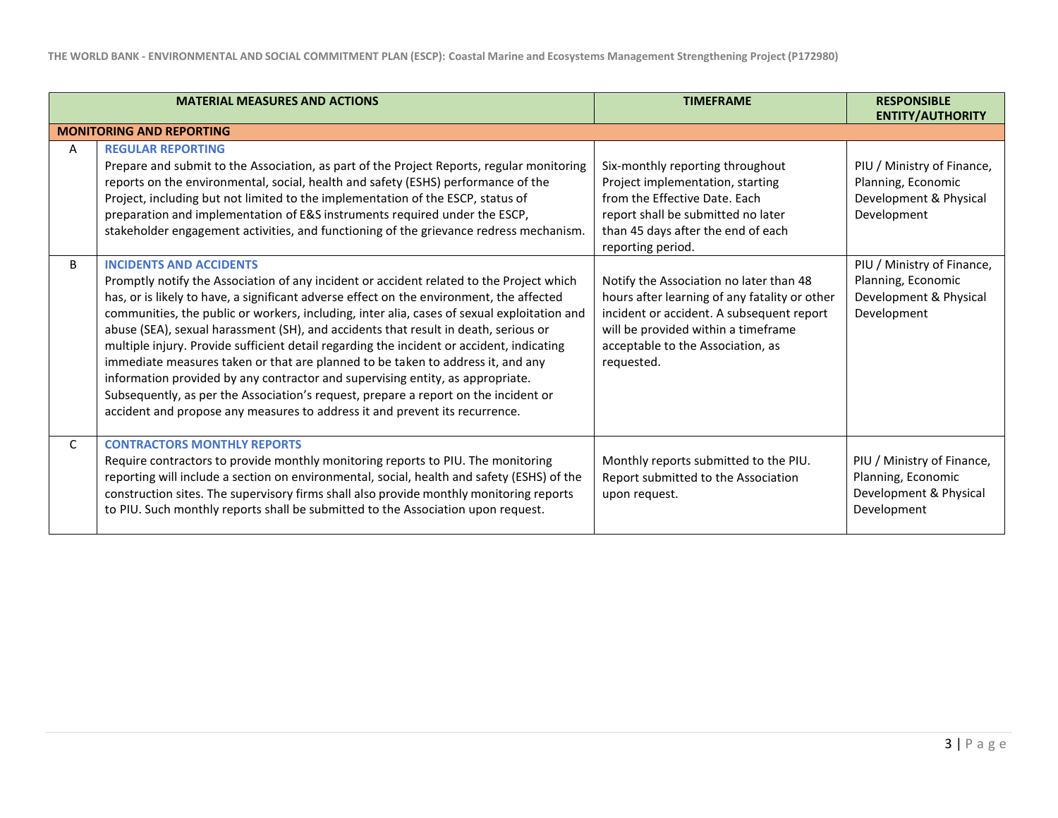| | MATERIAL MEASURES AND ACTIONS | TIMEFRAME | RESPONSIBLE ENTITY/AUTHORITY |
|---|---|---|---|
| **MONITORING AND REPORTING** | | | |
| A | **REGULAR REPORTING**<br>Prepare and submit to the Association, as part of the Project Reports, regular monitoring reports on the environmental, social, health and safety (ESHS) performance of the Project, including but not limited to the implementation of the ESCP, status of preparation and implementation of E&S instruments required under the ESCP, stakeholder engagement activities, and functioning of the grievance redress mechanism. | Six-monthly reporting throughout Project implementation, starting from the Effective Date. Each report shall be submitted no later than 45 days after the end of each reporting period. | PIU / Ministry of Finance, Planning, Economic Development & Physical Development |
| B | **INCIDENTS AND ACCIDENTS**<br>Promptly notify the Association of any incident or accident related to the Project which has, or is likely to have, a significant adverse effect on the environment, the affected communities, the public or workers, including, inter alia, cases of sexual exploitation and abuse (SEA), sexual harassment (SH), and accidents that result in death, serious or multiple injury. Provide sufficient detail regarding the incident or accident, indicating immediate measures taken or that are planned to be taken to address it, and any information provided by any contractor and supervising entity, as appropriate. Subsequently, as per the Association's request, prepare a report on the incident or accident and propose any measures to address it and prevent its recurrence. | Notify the Association no later than 48 hours after learning of any fatality or other incident or accident. A subsequent report will be provided within a timeframe acceptable to the Association, as requested. | PIU / Ministry of Finance, Planning, Economic Development & Physical Development |
| C | **CONTRACTORS MONTHLY REPORTS**<br>Require contractors to provide monthly monitoring reports to PIU. The monitoring reporting will include a section on environmental, social, health and safety (ESHS) of the construction sites. The supervisory firms shall also provide monthly monitoring reports to PIU. Such monthly reports shall be submitted to the Association upon request. | Monthly reports submitted to the PIU. Report submitted to the Association upon request. | PIU / Ministry of Finance, Planning, Economic Development & Physical Development |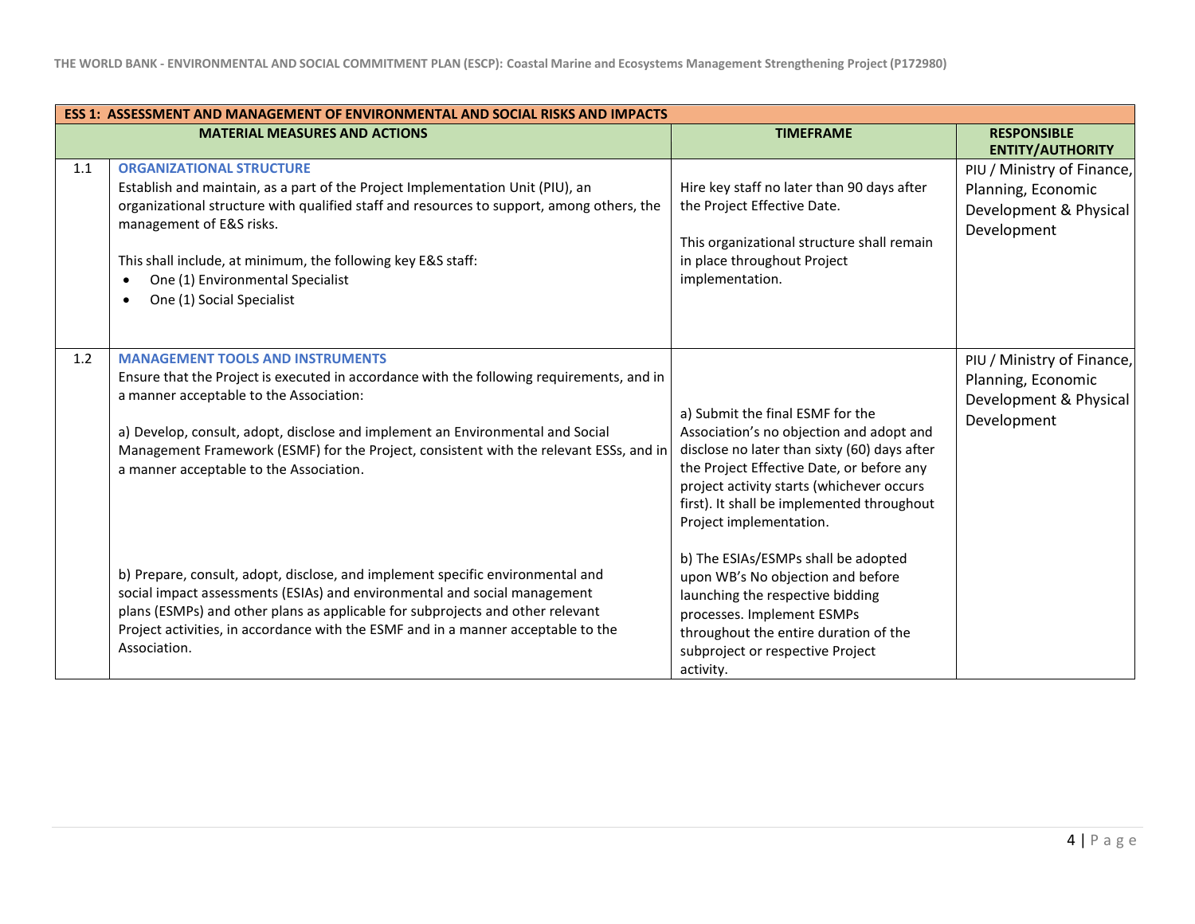| ESS 1: ASSESSMENT AND MANAGEMENT OF ENVIRONMENTAL AND SOCIAL RISKS AND IMPACTS | | | |
|---|---|---|---|
| | MATERIAL MEASURES AND ACTIONS | TIMEFRAME | RESPONSIBLE ENTITY/AUTHORITY |
| 1.1 | **ORGANIZATIONAL STRUCTURE**<br>Establish and maintain, as a part of the Project Implementation Unit (PIU), an organizational structure with qualified staff and resources to support, among others, the management of E&S risks.<br><br>This shall include, at minimum, the following key E&S staff:<br>• One (1) Environmental Specialist<br>• One (1) Social Specialist | Hire key staff no later than 90 days after the Project Effective Date.<br><br>This organizational structure shall remain in place throughout Project implementation. | PIU / Ministry of Finance, Planning, Economic Development & Physical Development |
| 1.2 | **MANAGEMENT TOOLS AND INSTRUMENTS**<br>Ensure that the Project is executed in accordance with the following requirements, and in a manner acceptable to the Association:<br><br>a) Develop, consult, adopt, disclose and implement an Environmental and Social Management Framework (ESMF) for the Project, consistent with the relevant ESSs, and in a manner acceptable to the Association.<br><br>b) Prepare, consult, adopt, disclose, and implement specific environmental and social impact assessments (ESIAs) and environmental and social management plans (ESMPs) and other plans as applicable for subprojects and other relevant Project activities, in accordance with the ESMF and in a manner acceptable to the Association. | a) Submit the final ESMF for the Association's no objection and adopt and disclose no later than sixty (60) days after the Project Effective Date, or before any project activity starts (whichever occurs first). It shall be implemented throughout Project implementation.<br><br>b) The ESIAs/ESMPs shall be adopted upon WB's No objection and before launching the respective bidding processes. Implement ESMPs throughout the entire duration of the subproject or respective Project activity. | PIU / Ministry of Finance, Planning, Economic Development & Physical Development |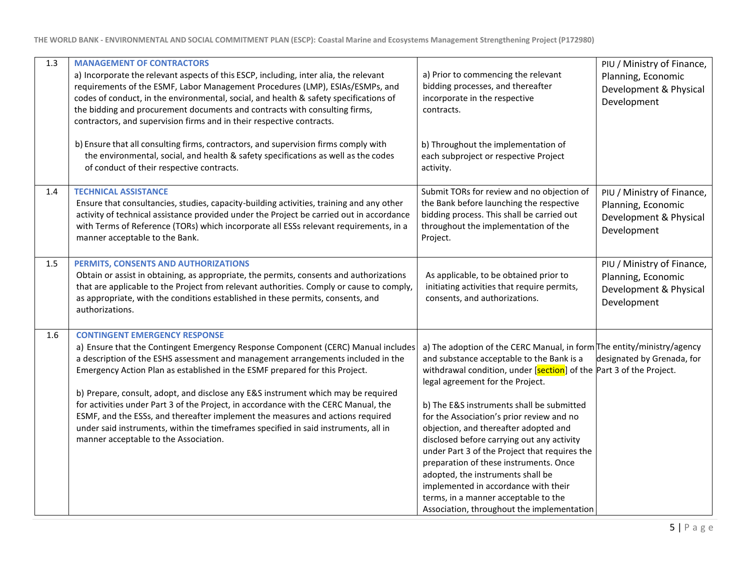| | | | |
|---|---|---|---|
| 1.3 | **MANAGEMENT OF CONTRACTORS**<br>a) Incorporate the relevant aspects of this ESCP, including, inter alia, the relevant requirements of the ESMF, Labor Management Procedures (LMP), ESIAs/ESMPs, and codes of conduct, in the environmental, social, and health & safety specifications of the bidding and procurement documents and contracts with consulting firms, contractors, and supervision firms and in their respective contracts.<br><br>b) Ensure that all consulting firms, contractors, and supervision firms comply with the environmental, social, and health & safety specifications as well as the codes of conduct of their respective contracts. | a) Prior to commencing the relevant bidding processes, and thereafter incorporate in the respective contracts.<br><br>b) Throughout the implementation of each subproject or respective Project activity. | PIU / Ministry of Finance, Planning, Economic Development & Physical Development |
| 1.4 | **TECHNICAL ASSISTANCE**<br>Ensure that consultancies, studies, capacity-building activities, training and any other activity of technical assistance provided under the Project be carried out in accordance with Terms of Reference (TORs) which incorporate all ESSs relevant requirements, in a manner acceptable to the Bank. | Submit TORs for review and no objection of the Bank before launching the respective bidding process. This shall be carried out throughout the implementation of the Project. | PIU / Ministry of Finance, Planning, Economic Development & Physical Development |
| 1.5 | **PERMITS, CONSENTS AND AUTHORIZATIONS**<br>Obtain or assist in obtaining, as appropriate, the permits, consents and authorizations that are applicable to the Project from relevant authorities. Comply or cause to comply, as appropriate, with the conditions established in these permits, consents, and authorizations. | As applicable, to be obtained prior to initiating activities that require permits, consents, and authorizations. | PIU / Ministry of Finance, Planning, Economic Development & Physical Development |
| 1.6 | **CONTINGENT EMERGENCY RESPONSE**<br>a) Ensure that the Contingent Emergency Response Component (CERC) Manual includes a description of the ESHS assessment and management arrangements included in the Emergency Action Plan as established in the ESMF prepared for this Project.<br><br>b) Prepare, consult, adopt, and disclose any E&S instrument which may be required for activities under Part 3 of the Project, in accordance with the CERC Manual, the ESMF, and the ESSs, and thereafter implement the measures and actions required under said instruments, within the timeframes specified in said instruments, all in manner acceptable to the Association. | a) The adoption of the CERC Manual, in form and substance acceptable to the Bank is a withdrawal condition, under [section] of the legal agreement for the Project.<br><br>b) The E&S instruments shall be submitted for the Association's prior review and no objection, and thereafter adopted and disclosed before carrying out any activity under Part 3 of the Project that requires the preparation of these instruments. Once adopted, the instruments shall be implemented in accordance with their terms, in a manner acceptable to the Association, throughout the implementation | The entity/ministry/agency designated by Grenada, for Part 3 of the Project. |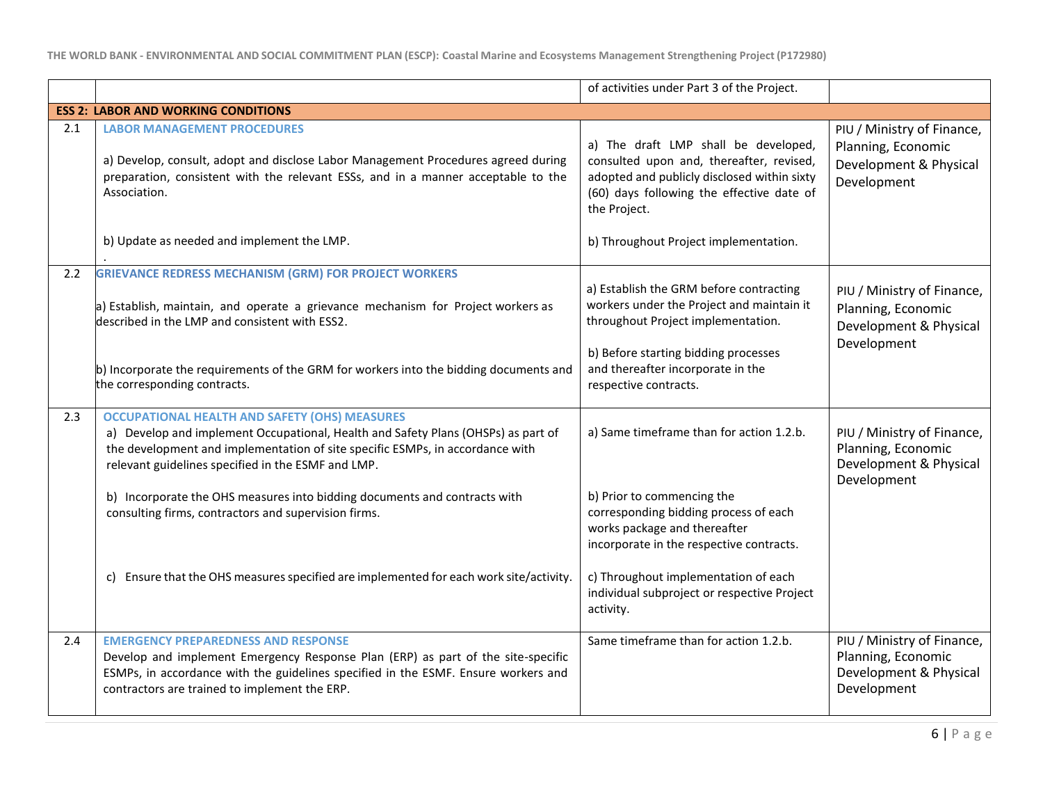| | | | |
|---|---|---|---|
| | | of activities under Part 3 of the Project. | |
| **ESS 2: LABOR AND WORKING CONDITIONS** | | | |
| 2.1 | **LABOR MANAGEMENT PROCEDURES**<br><br>a) Develop, consult, adopt and disclose Labor Management Procedures agreed during preparation, consistent with the relevant ESSs, and in a manner acceptable to the Association.<br><br>b) Update as needed and implement the LMP.<br>. | a) The draft LMP shall be developed, consulted upon and, thereafter, revised, adopted and publicly disclosed within sixty (60) days following the effective date of the Project.<br><br>b) Throughout Project implementation. | PIU / Ministry of Finance, Planning, Economic Development & Physical Development |
| 2.2 | **GRIEVANCE REDRESS MECHANISM (GRM) FOR PROJECT WORKERS**<br><br>a) Establish, maintain, and operate a grievance mechanism for Project workers as described in the LMP and consistent with ESS2.<br><br>b) Incorporate the requirements of the GRM for workers into the bidding documents and the corresponding contracts. | a) Establish the GRM before contracting workers under the Project and maintain it throughout Project implementation.<br><br>b) Before starting bidding processes and thereafter incorporate in the respective contracts. | PIU / Ministry of Finance, Planning, Economic Development & Physical Development |
| 2.3 | **OCCUPATIONAL HEALTH AND SAFETY (OHS) MEASURES**<br>a) Develop and implement Occupational, Health and Safety Plans (OHSPs) as part of the development and implementation of site specific ESMPs, in accordance with relevant guidelines specified in the ESMF and LMP.<br><br>b) Incorporate the OHS measures into bidding documents and contracts with consulting firms, contractors and supervision firms.<br><br>c) Ensure that the OHS measures specified are implemented for each work site/activity. | a) Same timeframe than for action 1.2.b.<br><br>b) Prior to commencing the corresponding bidding process of each works package and thereafter incorporate in the respective contracts.<br><br>c) Throughout implementation of each individual subproject or respective Project activity. | PIU / Ministry of Finance, Planning, Economic Development & Physical Development |
| 2.4 | **EMERGENCY PREPAREDNESS AND RESPONSE**<br>Develop and implement Emergency Response Plan (ERP) as part of the site-specific ESMPs, in accordance with the guidelines specified in the ESMF. Ensure workers and contractors are trained to implement the ERP. | Same timeframe than for action 1.2.b. | PIU / Ministry of Finance, Planning, Economic Development & Physical Development |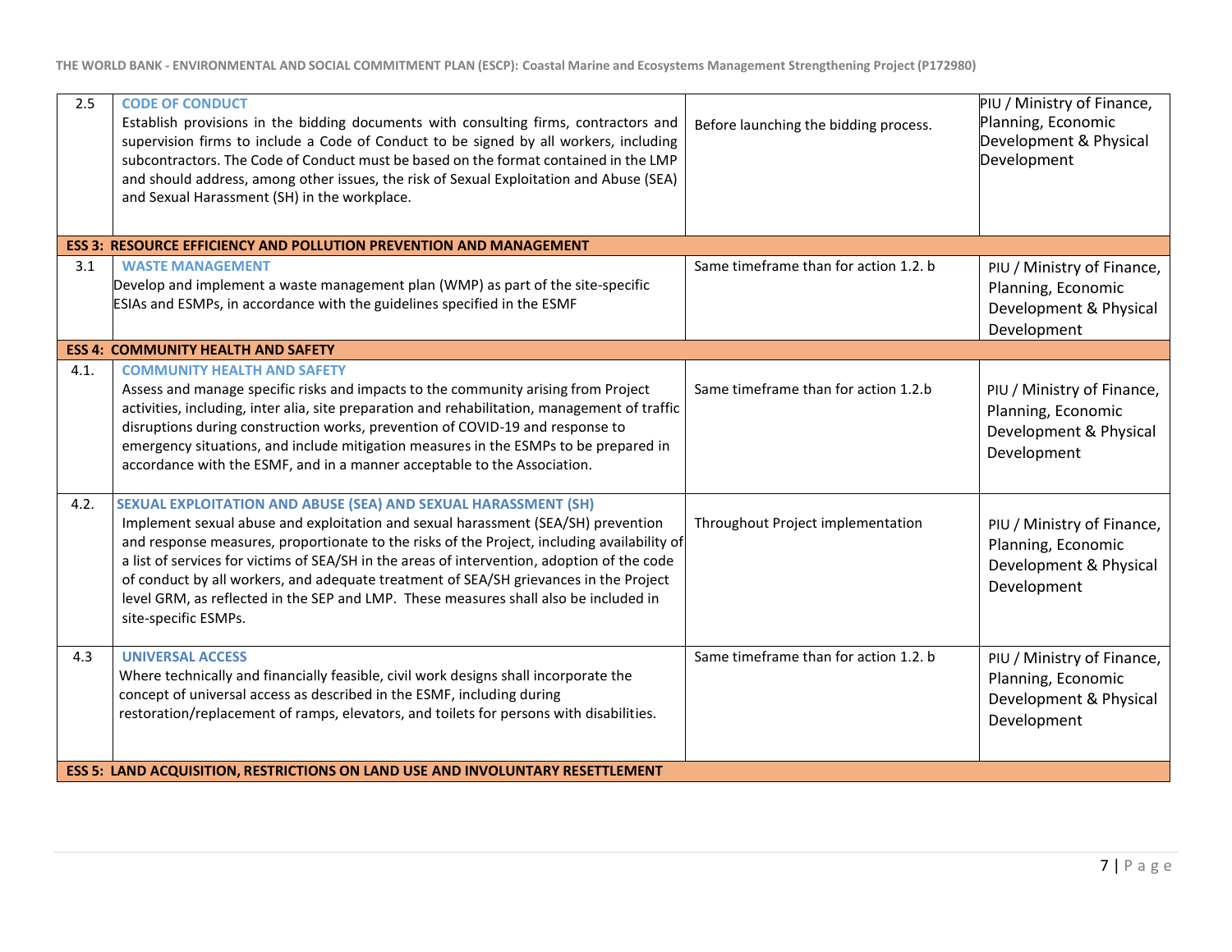| | | | |
|---|---|---|---|
| 2.5 | **CODE OF CONDUCT**<br>Establish provisions in the bidding documents with consulting firms, contractors and supervision firms to include a Code of Conduct to be signed by all workers, including subcontractors. The Code of Conduct must be based on the format contained in the LMP and should address, among other issues, the risk of Sexual Exploitation and Abuse (SEA) and Sexual Harassment (SH) in the workplace. | Before launching the bidding process. | PIU / Ministry of Finance, Planning, Economic Development & Physical Development |
| **ESS 3: RESOURCE EFFICIENCY AND POLLUTION PREVENTION AND MANAGEMENT** | | | |
| 3.1 | **WASTE MANAGEMENT**<br>Develop and implement a waste management plan (WMP) as part of the site-specific ESIAs and ESMPs, in accordance with the guidelines specified in the ESMF | Same timeframe than for action 1.2. b | PIU / Ministry of Finance, Planning, Economic Development & Physical Development |
| **ESS 4: COMMUNITY HEALTH AND SAFETY** | | | |
| 4.1. | **COMMUNITY HEALTH AND SAFETY**<br>Assess and manage specific risks and impacts to the community arising from Project activities, including, inter alia, site preparation and rehabilitation, management of traffic disruptions during construction works, prevention of COVID-19 and response to emergency situations, and include mitigation measures in the ESMPs to be prepared in accordance with the ESMF, and in a manner acceptable to the Association. | Same timeframe than for action 1.2.b | PIU / Ministry of Finance, Planning, Economic Development & Physical Development |
| 4.2. | **SEXUAL EXPLOITATION AND ABUSE (SEA) AND SEXUAL HARASSMENT (SH)**<br>Implement sexual abuse and exploitation and sexual harassment (SEA/SH) prevention and response measures, proportionate to the risks of the Project, including availability of a list of services for victims of SEA/SH in the areas of intervention, adoption of the code of conduct by all workers, and adequate treatment of SEA/SH grievances in the Project level GRM, as reflected in the SEP and LMP. These measures shall also be included in site-specific ESMPs. | Throughout Project implementation | PIU / Ministry of Finance, Planning, Economic Development & Physical Development |
| 4.3 | **UNIVERSAL ACCESS**<br>Where technically and financially feasible, civil work designs shall incorporate the concept of universal access as described in the ESMF, including during restoration/replacement of ramps, elevators, and toilets for persons with disabilities. | Same timeframe than for action 1.2. b | PIU / Ministry of Finance, Planning, Economic Development & Physical Development |
| **ESS 5: LAND ACQUISITION, RESTRICTIONS ON LAND USE AND INVOLUNTARY RESETTLEMENT** | | | |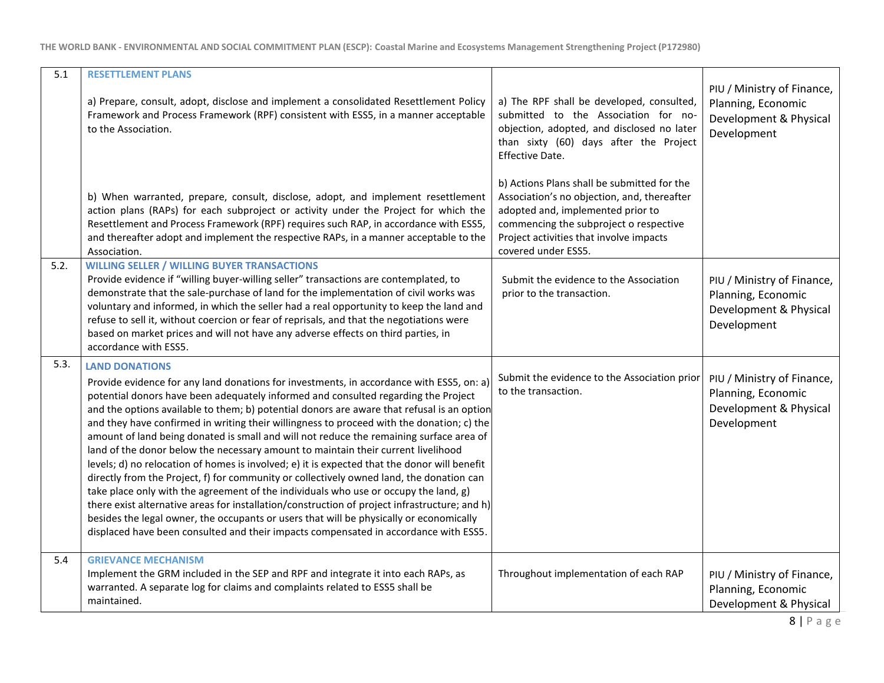| | | | |
|---|---|---|---|
| 5.1 | **RESETTLEMENT PLANS**<br><br>a) Prepare, consult, adopt, disclose and implement a consolidated Resettlement Policy Framework and Process Framework (RPF) consistent with ESS5, in a manner acceptable to the Association.<br><br>b) When warranted, prepare, consult, disclose, adopt, and implement resettlement action plans (RAPs) for each subproject or activity under the Project for which the Resettlement and Process Framework (RPF) requires such RAP, in accordance with ESS5, and thereafter adopt and implement the respective RAPs, in a manner acceptable to the Association. | a) The RPF shall be developed, consulted, submitted to the Association for no-objection, adopted, and disclosed no later than sixty (60) days after the Project Effective Date.<br><br>b) Actions Plans shall be submitted for the Association's no objection, and, thereafter adopted and, implemented prior to commencing the subproject o respective Project activities that involve impacts covered under ESS5. | PIU / Ministry of Finance, Planning, Economic Development & Physical Development |
| 5.2. | **WILLING SELLER / WILLING BUYER TRANSACTIONS**<br>Provide evidence if "willing buyer-willing seller" transactions are contemplated, to demonstrate that the sale-purchase of land for the implementation of civil works was voluntary and informed, in which the seller had a real opportunity to keep the land and refuse to sell it, without coercion or fear of reprisals, and that the negotiations were based on market prices and will not have any adverse effects on third parties, in accordance with ESS5. | Submit the evidence to the Association prior to the transaction. | PIU / Ministry of Finance, Planning, Economic Development & Physical Development |
| 5.3. | **LAND DONATIONS**<br>Provide evidence for any land donations for investments, in accordance with ESS5, on: a) potential donors have been adequately informed and consulted regarding the Project and the options available to them; b) potential donors are aware that refusal is an option and they have confirmed in writing their willingness to proceed with the donation; c) the amount of land being donated is small and will not reduce the remaining surface area of land of the donor below the necessary amount to maintain their current livelihood levels; d) no relocation of homes is involved; e) it is expected that the donor will benefit directly from the Project, f) for community or collectively owned land, the donation can take place only with the agreement of the individuals who use or occupy the land, g) there exist alternative areas for installation/construction of project infrastructure; and h) besides the legal owner, the occupants or users that will be physically or economically displaced have been consulted and their impacts compensated in accordance with ESS5. | Submit the evidence to the Association prior to the transaction. | PIU / Ministry of Finance, Planning, Economic Development & Physical Development |
| 5.4 | **GRIEVANCE MECHANISM**<br>Implement the GRM included in the SEP and RPF and integrate it into each RAPs, as warranted. A separate log for claims and complaints related to ESS5 shall be maintained. | Throughout implementation of each RAP | PIU / Ministry of Finance, Planning, Economic Development & Physical |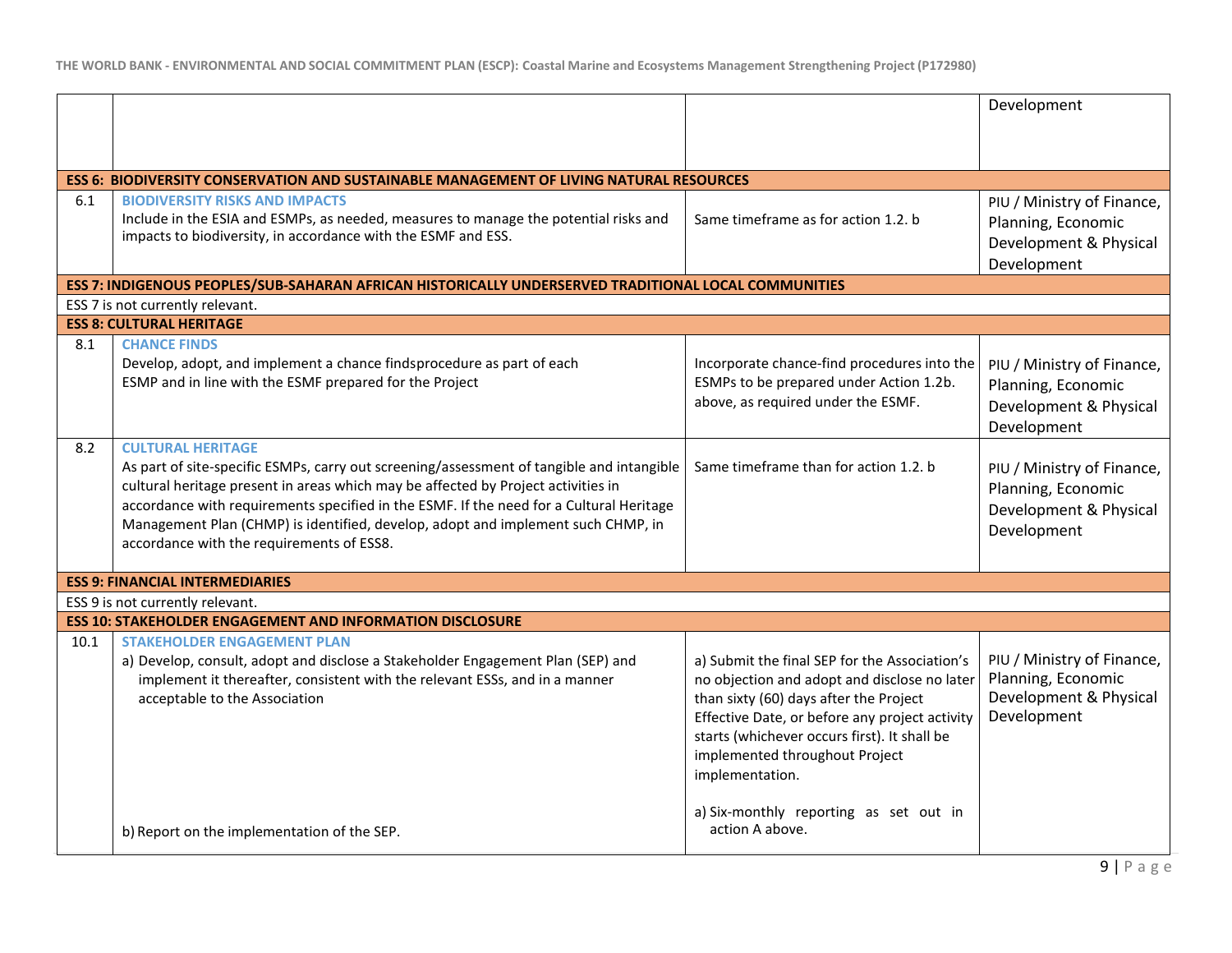| | | | |
|---|---|---|---|
| | | | Development |
| **ESS 6: BIODIVERSITY CONSERVATION AND SUSTAINABLE MANAGEMENT OF LIVING NATURAL RESOURCES** | | | |
| 6.1 | **BIODIVERSITY RISKS AND IMPACTS**<br>Include in the ESIA and ESMPs, as needed, measures to manage the potential risks and impacts to biodiversity, in accordance with the ESMF and ESS. | Same timeframe as for action 1.2. b | PIU / Ministry of Finance, Planning, Economic Development & Physical Development |
| **ESS 7: INDIGENOUS PEOPLES/SUB-SAHARAN AFRICAN HISTORICALLY UNDERSERVED TRADITIONAL LOCAL COMMUNITIES** | | | |
| ESS 7 is not currently relevant. | | | |
| **ESS 8: CULTURAL HERITAGE** | | | |
| 8.1 | **CHANCE FINDS**<br>Develop, adopt, and implement a chance findsprocedure as part of each ESMP and in line with the ESMF prepared for the Project | Incorporate chance-find procedures into the ESMPs to be prepared under Action 1.2b. above, as required under the ESMF. | PIU / Ministry of Finance, Planning, Economic Development & Physical Development |
| 8.2 | **CULTURAL HERITAGE**<br>As part of site-specific ESMPs, carry out screening/assessment of tangible and intangible cultural heritage present in areas which may be affected by Project activities in accordance with requirements specified in the ESMF. If the need for a Cultural Heritage Management Plan (CHMP) is identified, develop, adopt and implement such CHMP, in accordance with the requirements of ESS8. | Same timeframe than for action 1.2. b | PIU / Ministry of Finance, Planning, Economic Development & Physical Development |
| **ESS 9: FINANCIAL INTERMEDIARIES** | | | |
| ESS 9 is not currently relevant. | | | |
| **ESS 10: STAKEHOLDER ENGAGEMENT AND INFORMATION DISCLOSURE** | | | |
| 10.1 | **STAKEHOLDER ENGAGEMENT PLAN**<br>a) Develop, consult, adopt and disclose a Stakeholder Engagement Plan (SEP) and implement it thereafter, consistent with the relevant ESSs, and in a manner acceptable to the Association<br><br>b) Report on the implementation of the SEP. | a) Submit the final SEP for the Association's no objection and adopt and disclose no later than sixty (60) days after the Project Effective Date, or before any project activity starts (whichever occurs first). It shall be implemented throughout Project implementation.<br><br>a) Six-monthly reporting as set out in action A above. | PIU / Ministry of Finance, Planning, Economic Development & Physical Development |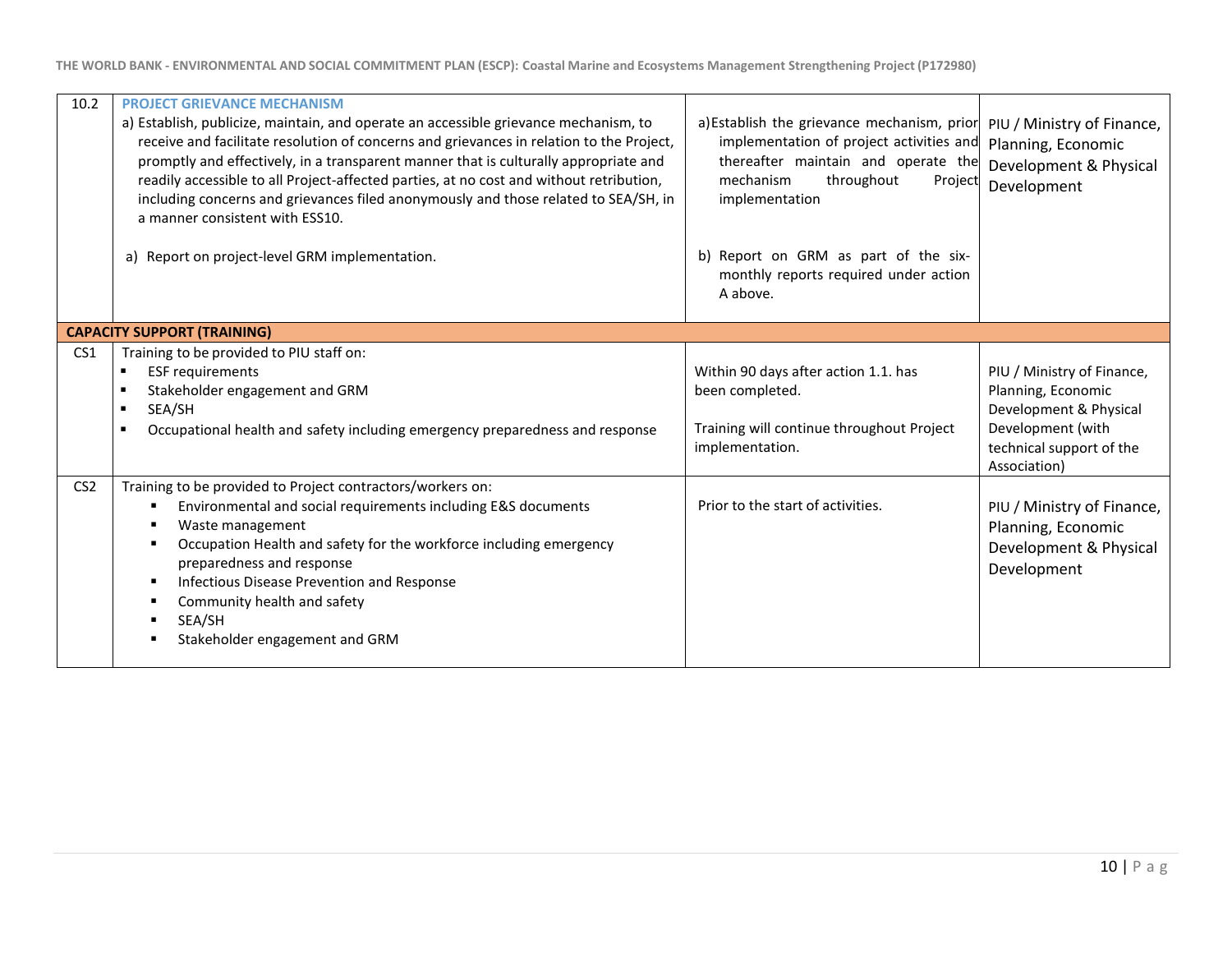| | | | |
|---|---|---|---|
| 10.2 | **PROJECT GRIEVANCE MECHANISM**<br>a) Establish, publicize, maintain, and operate an accessible grievance mechanism, to receive and facilitate resolution of concerns and grievances in relation to the Project, promptly and effectively, in a transparent manner that is culturally appropriate and readily accessible to all Project-affected parties, at no cost and without retribution, including concerns and grievances filed anonymously and those related to SEA/SH, in a manner consistent with ESS10.<br><br>a) Report on project-level GRM implementation. | a) Establish the grievance mechanism, prior implementation of project activities and thereafter maintain and operate the mechanism throughout Project implementation<br><br>b) Report on GRM as part of the six-monthly reports required under action A above. | PIU / Ministry of Finance, Planning, Economic Development & Physical Development |
| **CAPACITY SUPPORT (TRAINING)** | | | |
| CS1 | Training to be provided to PIU staff on:<br>▪ ESF requirements<br>▪ Stakeholder engagement and GRM<br>▪ SEA/SH<br>▪ Occupational health and safety including emergency preparedness and response | Within 90 days after action 1.1. has been completed.<br><br>Training will continue throughout Project implementation. | PIU / Ministry of Finance, Planning, Economic Development & Physical Development (with technical support of the Association) |
| CS2 | Training to be provided to Project contractors/workers on:<br>▪ Environmental and social requirements including E&S documents<br>▪ Waste management<br>▪ Occupation Health and safety for the workforce including emergency preparedness and response<br>▪ Infectious Disease Prevention and Response<br>▪ Community health and safety<br>▪ SEA/SH<br>▪ Stakeholder engagement and GRM | Prior to the start of activities. | PIU / Ministry of Finance, Planning, Economic Development & Physical Development |